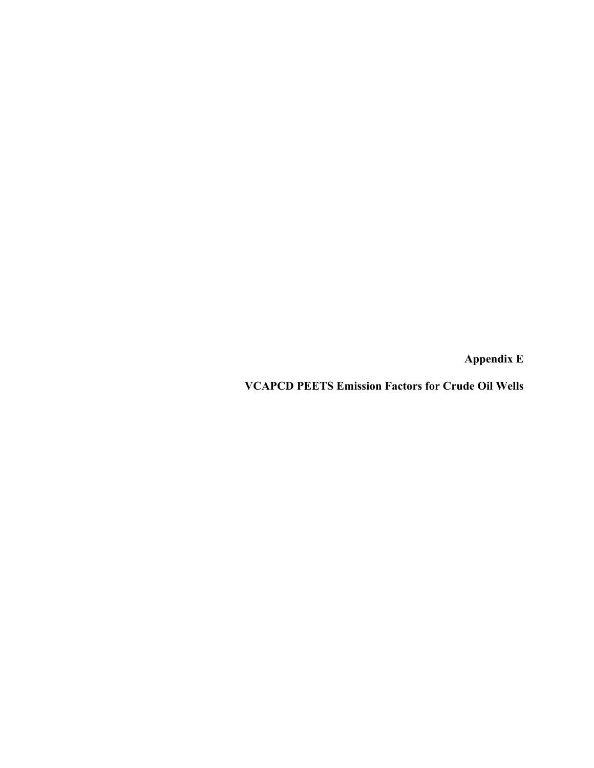# Appendix E

## VCAPCD PEETS Emission Factors for Crude Oil Wells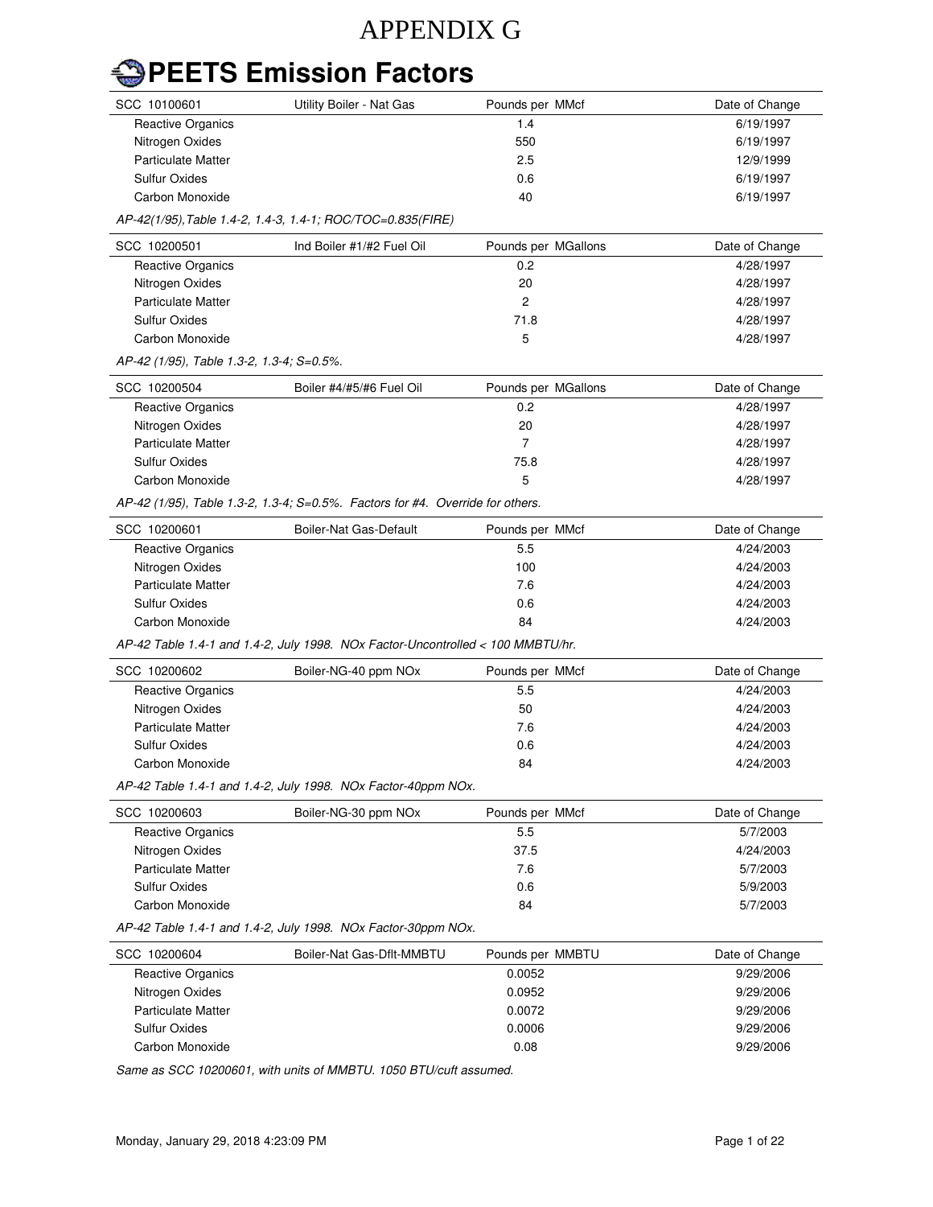# APPENDIX G

## PEETS Emission Factors

| SCC 10100601 | Utility Boiler - Nat Gas | Pounds per MMcf | Date of Change |
|---|---|---|---|
| Reactive Organics | | 1.4 | 6/19/1997 |
| Nitrogen Oxides | | 550 | 6/19/1997 |
| Particulate Matter | | 2.5 | 12/9/1999 |
| Sulfur Oxides | | 0.6 | 6/19/1997 |
| Carbon Monoxide | | 40 | 6/19/1997 |

*AP-42(1/95),Table 1.4-2, 1.4-3, 1.4-1; ROC/TOC=0.835(FIRE)*

| SCC 10200501 | Ind Boiler #1/#2 Fuel Oil | Pounds per MGallons | Date of Change |
|---|---|---|---|
| Reactive Organics | | 0.2 | 4/28/1997 |
| Nitrogen Oxides | | 20 | 4/28/1997 |
| Particulate Matter | | 2 | 4/28/1997 |
| Sulfur Oxides | | 71.8 | 4/28/1997 |
| Carbon Monoxide | | 5 | 4/28/1997 |

*AP-42 (1/95), Table 1.3-2, 1.3-4; S=0.5%.*

| SCC 10200504 | Boiler #4/#5/#6 Fuel Oil | Pounds per MGallons | Date of Change |
|---|---|---|---|
| Reactive Organics | | 0.2 | 4/28/1997 |
| Nitrogen Oxides | | 20 | 4/28/1997 |
| Particulate Matter | | 7 | 4/28/1997 |
| Sulfur Oxides | | 75.8 | 4/28/1997 |
| Carbon Monoxide | | 5 | 4/28/1997 |

*AP-42 (1/95), Table 1.3-2, 1.3-4; S=0.5%. Factors for #4. Override for others.*

| SCC 10200601 | Boiler-Nat Gas-Default | Pounds per MMcf | Date of Change |
|---|---|---|---|
| Reactive Organics | | 5.5 | 4/24/2003 |
| Nitrogen Oxides | | 100 | 4/24/2003 |
| Particulate Matter | | 7.6 | 4/24/2003 |
| Sulfur Oxides | | 0.6 | 4/24/2003 |
| Carbon Monoxide | | 84 | 4/24/2003 |

*AP-42 Table 1.4-1 and 1.4-2, July 1998. NOx Factor-Uncontrolled < 100 MMBTU/hr.*

| SCC 10200602 | Boiler-NG-40 ppm NOx | Pounds per MMcf | Date of Change |
|---|---|---|---|
| Reactive Organics | | 5.5 | 4/24/2003 |
| Nitrogen Oxides | | 50 | 4/24/2003 |
| Particulate Matter | | 7.6 | 4/24/2003 |
| Sulfur Oxides | | 0.6 | 4/24/2003 |
| Carbon Monoxide | | 84 | 4/24/2003 |

*AP-42 Table 1.4-1 and 1.4-2, July 1998. NOx Factor-40ppm NOx.*

| SCC 10200603 | Boiler-NG-30 ppm NOx | Pounds per MMcf | Date of Change |
|---|---|---|---|
| Reactive Organics | | 5.5 | 5/7/2003 |
| Nitrogen Oxides | | 37.5 | 4/24/2003 |
| Particulate Matter | | 7.6 | 5/7/2003 |
| Sulfur Oxides | | 0.6 | 5/9/2003 |
| Carbon Monoxide | | 84 | 5/7/2003 |

*AP-42 Table 1.4-1 and 1.4-2, July 1998. NOx Factor-30ppm NOx.*

| SCC 10200604 | Boiler-Nat Gas-Dflt-MMBTU | Pounds per MMBTU | Date of Change |
|---|---|---|---|
| Reactive Organics | | 0.0052 | 9/29/2006 |
| Nitrogen Oxides | | 0.0952 | 9/29/2006 |
| Particulate Matter | | 0.0072 | 9/29/2006 |
| Sulfur Oxides | | 0.0006 | 9/29/2006 |
| Carbon Monoxide | | 0.08 | 9/29/2006 |

*Same as SCC 10200601, with units of MMBTU. 1050 BTU/cuft assumed.*

Monday, January 29, 2018 4:23:09 PM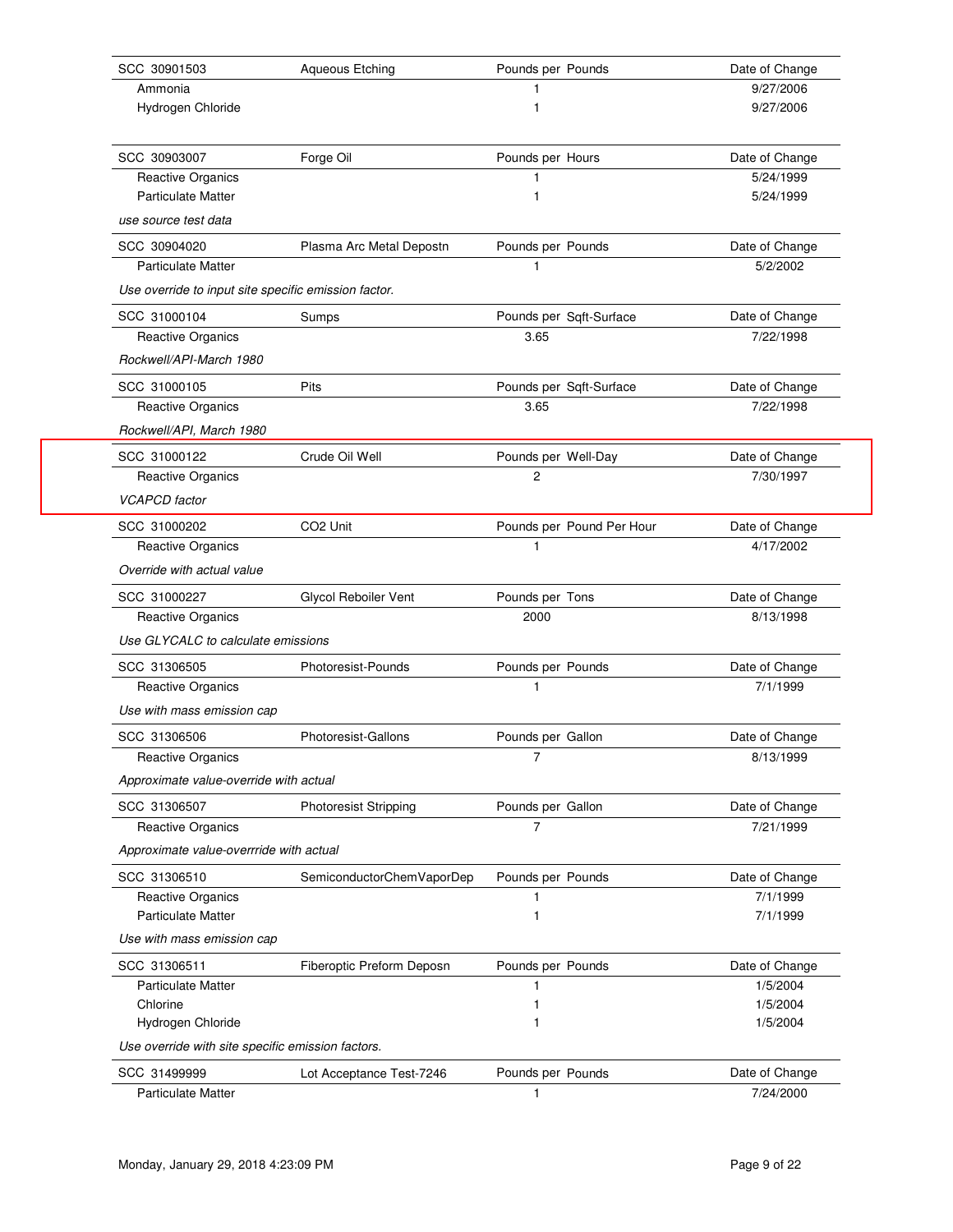| SCC 30901503 | Aqueous Etching | Pounds per Pounds | Date of Change |
|---|---|---|---|
| Ammonia | | 1 | 9/27/2006 |
| Hydrogen Chloride | | 1 | 9/27/2006 |

| SCC 30903007 | Forge Oil | Pounds per Hours | Date of Change |
|---|---|---|---|
| Reactive Organics | | 1 | 5/24/1999 |
| Particulate Matter | | 1 | 5/24/1999 |

*use source test data*

| SCC 30904020 | Plasma Arc Metal Depostn | Pounds per Pounds | Date of Change |
|---|---|---|---|
| Particulate Matter | | 1 | 5/2/2002 |

*Use override to input site specific emission factor.*

| SCC 31000104 | Sumps | Pounds per Sqft-Surface | Date of Change |
|---|---|---|---|
| Reactive Organics | | 3.65 | 7/22/1998 |

*Rockwell/API-March 1980*

| SCC 31000105 | Pits | Pounds per Sqft-Surface | Date of Change |
|---|---|---|---|
| Reactive Organics | | 3.65 | 7/22/1998 |

*Rockwell/API, March 1980*

| SCC 31000122 | Crude Oil Well | Pounds per Well-Day | Date of Change |
|---|---|---|---|
| Reactive Organics | | 2 | 7/30/1997 |

*VCAPCD factor*

| SCC 31000202 | CO2 Unit | Pounds per Pound Per Hour | Date of Change |
|---|---|---|---|
| Reactive Organics | | 1 | 4/17/2002 |

*Override with actual value*

| SCC 31000227 | Glycol Reboiler Vent | Pounds per Tons | Date of Change |
|---|---|---|---|
| Reactive Organics | | 2000 | 8/13/1998 |

*Use GLYCALC to calculate emissions*

| SCC 31306505 | Photoresist-Pounds | Pounds per Pounds | Date of Change |
|---|---|---|---|
| Reactive Organics | | 1 | 7/1/1999 |

*Use with mass emission cap*

| SCC 31306506 | Photoresist-Gallons | Pounds per Gallon | Date of Change |
|---|---|---|---|
| Reactive Organics | | 7 | 8/13/1999 |

*Approximate value-override with actual*

| SCC 31306507 | Photoresist Stripping | Pounds per Gallon | Date of Change |
|---|---|---|---|
| Reactive Organics | | 7 | 7/21/1999 |

*Approximate value-overrride with actual*

| SCC 31306510 | SemiconductorChemVaporDep | Pounds per Pounds | Date of Change |
|---|---|---|---|
| Reactive Organics | | 1 | 7/1/1999 |
| Particulate Matter | | 1 | 7/1/1999 |

*Use with mass emission cap*

| SCC 31306511 | Fiberoptic Preform Deposn | Pounds per Pounds | Date of Change |
|---|---|---|---|
| Particulate Matter | | 1 | 1/5/2004 |
| Chlorine | | 1 | 1/5/2004 |
| Hydrogen Chloride | | 1 | 1/5/2004 |

*Use override with site specific emission factors.*

| SCC 31499999 | Lot Acceptance Test-7246 | Pounds per Pounds | Date of Change |
|---|---|---|---|
| Particulate Matter | | 1 | 7/24/2000 |